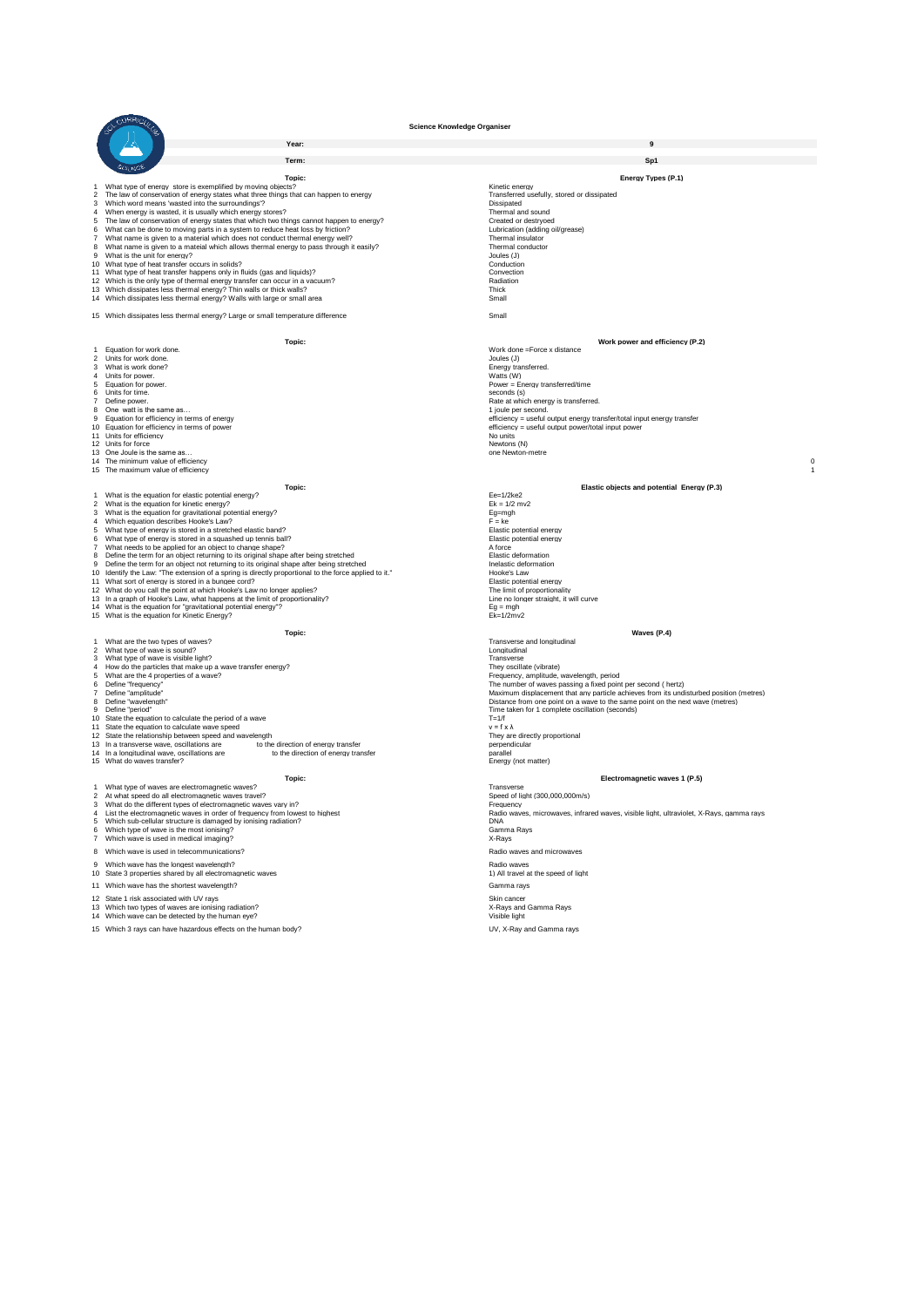**Science Knowledge Organiser**

| | | |
|---|---|---|
| Year: | | 9 |
| Term: | | Sp1 |

| | Topic: | Energy Types (P.1) |
|---|---|---|
| 1 | What type of energy store is exemplified by moving objects? | Kinetic energy |
| 2 | The law of conservation of energy states what three things that can happen to energy | Transferred usefully, stored or dissipated |
| 3 | Which word means 'wasted into the surroundings'? | Dissipated |
| 4 | When energy is wasted, it is usually which energy stores? | Thermal and sound |
| 5 | The law of conservation of energy states that which two things cannot happen to energy? | Created or destroyed |
| 6 | What can be done to moving parts in a system to reduce heat loss by friction? | Lubrication (adding oil/grease) |
| 7 | What name is given to a material which does not conduct thermal energy well? | Thermal insulator |
| 8 | What name is given to a mateial which allows thermal energy to pass through it easily? | Thermal conductor |
| 9 | What is the unit for energy? | Joules (J) |
| 10 | What type of heat transfer occurs in solids? | Conduction |
| 11 | What type of heat transfer happens only in fluids (gas and liquids)? | Convection |
| 12 | Which is the only type of thermal energy transfer can occur in a vacuum? | Radiation |
| 13 | Which dissipates less thermal energy? Thin walls or thick walls? | Thick |
| 14 | Which dissipates less thermal energy? Walls with large or small area | Small |
| 15 | Which dissipates less thermal energy? Large or small temperature difference | Small |

| | Topic: | Work power and efficiency (P.2) | |
|---|---|---|---|
| 1 | Equation for work done. | Work done =Force x distance | |
| 2 | Units for work done. | Joules (J) | |
| 3 | What is work done? | Energy transferred. | |
| 4 | Units for power. | Watts (W) | |
| 5 | Equation for power. | Power = Energy transferred/time | |
| 6 | Units for time. | seconds (s) | |
| 7 | Define power. | Rate at which energy is transferred. | |
| 8 | One watt is the same as… | 1 joule per second. | |
| 9 | Equation for efficiency in terms of energy | efficiency = useful output energy transfer/total input energy transfer | |
| 10 | Equation for efficiency in terms of power | efficiency = useful output power/total input power | |
| 11 | Units for efficiency | No units | |
| 12 | Units for force | Newtons (N) | |
| 13 | One Joule is the same as… | one Newton-metre | |
| 14 | The minimum value of efficiency | | 0 |
| 15 | The maximum value of efficiency | | 1 |

| | Topic: | Elastic objects and potential Energy (P.3) |
|---|---|---|
| 1 | What is the equation for elastic potential energy? | Ee=1/2ke2 |
| 2 | What is the equation for kinetic energy? | Ek = 1/2 mv2 |
| 3 | What is the equation for gravitational potential energy? | Eg=mgh |
| 4 | Which equation describes Hooke's Law? | F = ke |
| 5 | What type of energy is stored in a stretched elastic band? | Elastic potential energy |
| 6 | What type of energy is stored in a squashed up tennis ball? | Elastic potential energy |
| 7 | What needs to be applied for an object to change shape? | A force |
| 8 | Define the term for an object returning to its original shape after being stretched | Elastic deformation |
| 9 | Define the term for an object not returning to its original shape after being stretched | Inelastic deformation |
| 10 | Identify the Law: "The extension of a spring is directly proportional to the force applied to it." | Hooke's Law |
| 11 | What sort of energy is stored in a bungee cord? | Elastic potential energy |
| 12 | What do you call the point at which Hooke's Law no longer applies? | The limit of proportionality |
| 13 | In a graph of Hooke's Law, what happens at the limit of proportionality? | Line no longer straight, it will curve |
| 14 | What is the equation for "gravitational potential energy"? | Eg = mgh |
| 15 | What is the equation for Kinetic Energy? | Ek=1/2mv2 |

| | Topic: | Waves (P.4) |
|---|---|---|
| 1 | What are the two types of waves? | Transverse and longitudinal |
| 2 | What type of wave is sound? | Longitudinal |
| 3 | What type of wave is visible light? | Transverse |
| 4 | How do the particles that make up a wave transfer energy? | They oscillate (vibrate) |
| 5 | What are the 4 properties of a wave? | Frequency, amplitude, wavelength, period |
| 6 | Define "frequency" | The number of waves passing a fixed point per second ( hertz) |
| 7 | Define "amplitude" | Maximum displacement that any particle achieves from its undisturbed position (metres) |
| 8 | Define "wavelength" | Distance from one point on a wave to the same point on the next wave (metres) |
| 9 | Define "period" | Time taken for 1 complete oscillation (seconds) |
| 10 | State the equation to calculate the period of a wave | T=1/f |
| 11 | State the equation to calculate wave speed | $v = f \times \lambda$ |
| 12 | State the relationship between speed and wavelength | They are directly proportional |
| 13 | In a transverse wave, oscillations are \_\_\_ to the direction of energy transfer | perpendicular |
| 14 | In a longitudinal wave, oscillations are \_\_\_ to the direction of energy transfer | parallel |
| 15 | What do waves transfer? | Energy (not matter) |

| | Topic: | Electromagnetic waves 1 (P.5) |
|---|---|---|
| 1 | What type of waves are electromagnetic waves? | Transverse |
| 2 | At what speed do all electromagnetic waves travel? | Speed of light (300,000,000m/s) |
| 3 | What do the different types of electromagnetic waves vary in? | Frequency |
| 4 | List the electromagnetic waves in order of frequency from lowest to highest | Radio waves, microwaves, infrared waves, visible light, ultraviolet, X-Rays, gamma rays |
| 5 | Which sub-cellular structure is damaged by ionising radiation? | DNA |
| 6 | Which type of wave is the most ionising? | Gamma Rays |
| 7 | Which wave is used in medical imaging? | X-Rays |
| 8 | Which wave is used in telecommunications? | Radio waves and microwaves |
| 9 | Which wave has the longest wavelength? | Radio waves |
| 10 | State 3 properties shared by all electromagnetic waves | 1) All travel at the speed of light |
| 11 | Which wave has the shortest wavelength? | Gamma rays |
| 12 | State 1 risk associated with UV rays | Skin cancer |
| 13 | Which two types of waves are ionising radiation? | X-Rays and Gamma Rays |
| 14 | Which wave can be detected by the human eye? | Visible light |
| 15 | Which 3 rays can have hazardous effects on the human body? | UV, X-Ray and Gamma rays |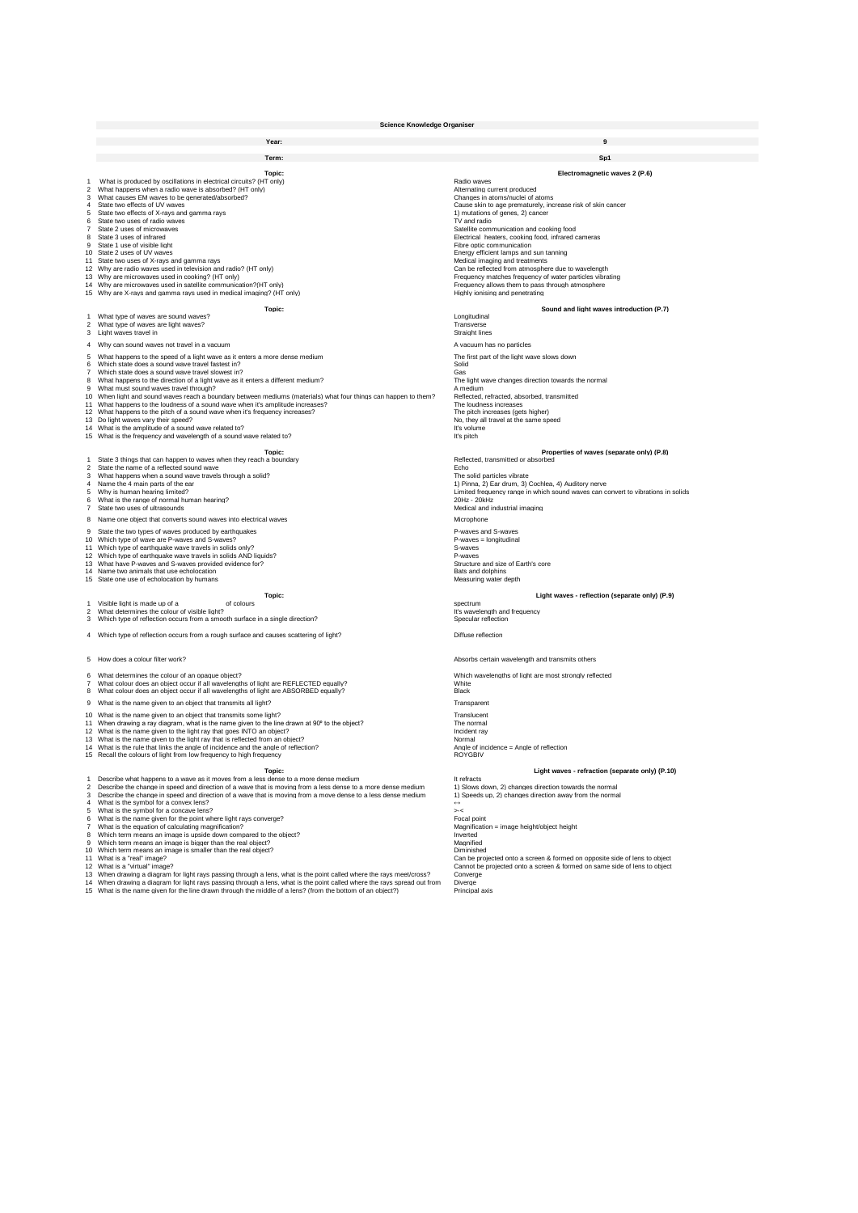# Science Knowledge Organiser

| Year: | 9 |
|---|---|
| **Term:** | **Sp1** |

## Topic: Electromagnetic waves 2 (P.6)

| # | Question | Answer |
|---|---|---|
| 1 | What is produced by oscillations in electrical circuits? (HT only) | Radio waves |
| 2 | What happens when a radio wave is absorbed? (HT only) | Alternating current produced |
| 3 | What causes EM waves to be generated/absorbed? | Changes in atoms/nuclei of atoms |
| 4 | State two effects of UV waves | Cause skin to age prematurely, increase risk of skin cancer |
| 5 | State two effects of X-rays and gamma rays | 1) mutations of genes, 2) cancer |
| 6 | State two uses of radio waves | TV and radio |
| 7 | State 2 uses of microwaves | Satellite communication and cooking food |
| 8 | State 3 uses of infrared | Electrical heaters, cooking food, infrared cameras |
| 9 | State 1 use of visible light | Fibre optic communication |
| 10 | State 2 uses of UV waves | Energy efficient lamps and sun tanning |
| 11 | State two uses of X-rays and gamma rays | Medical imaging and treatments |
| 12 | Why are radio waves used in television and radio? (HT only) | Can be reflected from atmosphere due to wavelength |
| 13 | Why are microwaves used in cooking? (HT only) | Frequency matches frequency of water particles vibrating |
| 14 | Why are microwaves used in satellite communication?(HT only) | Frequency allows them to pass through atmosphere |
| 15 | Why are X-rays and gamma rays used in medical imaging? (HT only) | Highly ionising and penetrating |

## Topic: Sound and light waves introduction (P.7)

| # | Question | Answer |
|---|---|---|
| 1 | What type of waves are sound waves? | Longitudinal |
| 2 | What type of waves are light waves? | Transverse |
| 3 | Light waves travel in | Straight lines |
| 4 | Why can sound waves not travel in a vacuum | A vacuum has no particles |
| 5 | What happens to the speed of a light wave as it enters a more dense medium | The first part of the light wave slows down |
| 6 | Which state does a sound wave travel fastest in? | Solid |
| 7 | Which state does a sound wave travel slowest in? | Gas |
| 8 | What happens to the direction of a light wave as it enters a different medium? | The light wave changes direction towards the normal |
| 9 | What must sound waves travel through? | A medium |
| 10 | When light and sound waves reach a boundary between mediums (materials) what four things can happen to them? | Reflected, refracted, absorbed, transmitted |
| 11 | What happens to the loudness of a sound wave when it's amplitude increases? | The loudness increases |
| 12 | What happens to the pitch of a sound wave when it's frequency increases? | The pitch increases (gets higher) |
| 13 | Do light waves vary their speed? | No, they all travel at the same speed |
| 14 | What is the amplitude of a sound wave related to? | It's volume |
| 15 | What is the frequency and wavelength of a sound wave related to? | It's pitch |

## Topic: Properties of waves (separate only) (P.8)

| # | Question | Answer |
|---|---|---|
| 1 | State 3 things that can happen to waves when they reach a boundary | Reflected, transmitted or absorbed |
| 2 | State the name of a reflected sound wave | Echo |
| 3 | What happens when a sound wave travels through a solid? | The solid particles vibrate |
| 4 | Name the 4 main parts of the ear | 1) Pinna, 2) Ear drum, 3) Cochlea, 4) Auditory nerve |
| 5 | Why is human hearing limited? | Limited frequency range in which sound waves can convert to vibrations in solids |
| 6 | What is the range of normal human hearing? | 20Hz - 20kHz |
| 7 | State two uses of ultrasounds | Medical and industrial imaging |
| 8 | Name one object that converts sound waves into electrical waves | Microphone |
| 9 | State the two types of waves produced by earthquakes | P-waves and S-waves |
| 10 | Which type of wave are P-waves and S-waves? | P-waves = longitudinal |
| 11 | Which type of earthquake wave travels in solids only? | S-waves |
| 12 | Which type of earthquake wave travels in solids AND liquids? | P-waves |
| 13 | What have P-waves and S-waves provided evidence for? | Structure and size of Earth's core |
| 14 | Name two animals that use echolocation | Bats and dolphins |
| 15 | State one use of echolocation by humans | Measuring water depth |

## Topic: Light waves - reflection (separate only) (P.9)

| # | Question | Answer |
|---|---|---|
| 1 | Visible light is made up of a ____ of colours | spectrum |
| 2 | What determines the colour of visible light? | It's wavelength and frequency |
| 3 | Which type of reflection occurs from a smooth surface in a single direction? | Specular reflection |
| 4 | Which type of reflection occurs from a rough surface and causes scattering of light? | Diffuse reflection |
| 5 | How does a colour filter work? | Absorbs certain wavelength and transmits others |
| 6 | What determines the colour of an opaque object? | Which wavelengths of light are most strongly reflected |
| 7 | What colour does an object occur if all wavelengths of light are REFLECTED equally? | White |
| 8 | What colour does an object occur if all wavelengths of light are ABSORBED equally? | Black |
| 9 | What is the name given to an object that transmits all light? | Transparent |
| 10 | What is the name given to an object that transmits some light? | Translucent |
| 11 | When drawing a ray diagram, what is the name given to the line drawn at 90º to the object? | The normal |
| 12 | What is the name given to the light ray that goes INTO an object? | Incident ray |
| 13 | What is the name given to the light ray that is reflected from an object? | Normal |
| 14 | What is the rule that links the angle of incidence and the angle of reflection? | Angle of incidence = Angle of reflection |
| 15 | Recall the colours of light from low frequency to high frequency | ROYGBIV |

## Topic: Light waves - refraction (separate only) (P.10)

| # | Question | Answer |
|---|---|---|
| 1 | Describe what happens to a wave as it moves from a less dense to a more dense medium | It refracts |
| 2 | Describe the change in speed and direction of a wave that is moving from a less dense to a more dense medium | 1) Slows down, 2) changes direction towards the normal |
| 3 | Describe the change in speed and direction of a wave that is moving from a move dense to a less dense medium | 1) Speeds up, 2) changes direction away from the normal |
| 4 | What is the symbol for a convex lens? | ↔ |
| 5 | What is the symbol for a concave lens? | >-< |
| 6 | What is the name given for the point where light rays converge? | Focal point |
| 7 | What is the equation of calculating magnification? | Magnification = image height/object height |
| 8 | Which term means an image is upside down compared to the object? | Inverted |
| 9 | Which term means an image is bigger than the real object? | Magnified |
| 10 | Which term means an image is smaller than the real object? | Diminished |
| 11 | What is a "real" image? | Can be projected onto a screen & formed on opposite side of lens to object |
| 12 | What is a "virtual" image? | Cannot be projected onto a screen & formed on same side of lens to object |
| 13 | When drawing a diagram for light rays passing through a lens, what is the point called where the rays meet/cross? | Converge |
| 14 | When drawing a diagram for light rays passing through a lens, what is the point called where the rays spread out from | Diverge |
| 15 | What is the name given for the line drawn through the middle of a lens? (from the bottom of an object?) | Principal axis |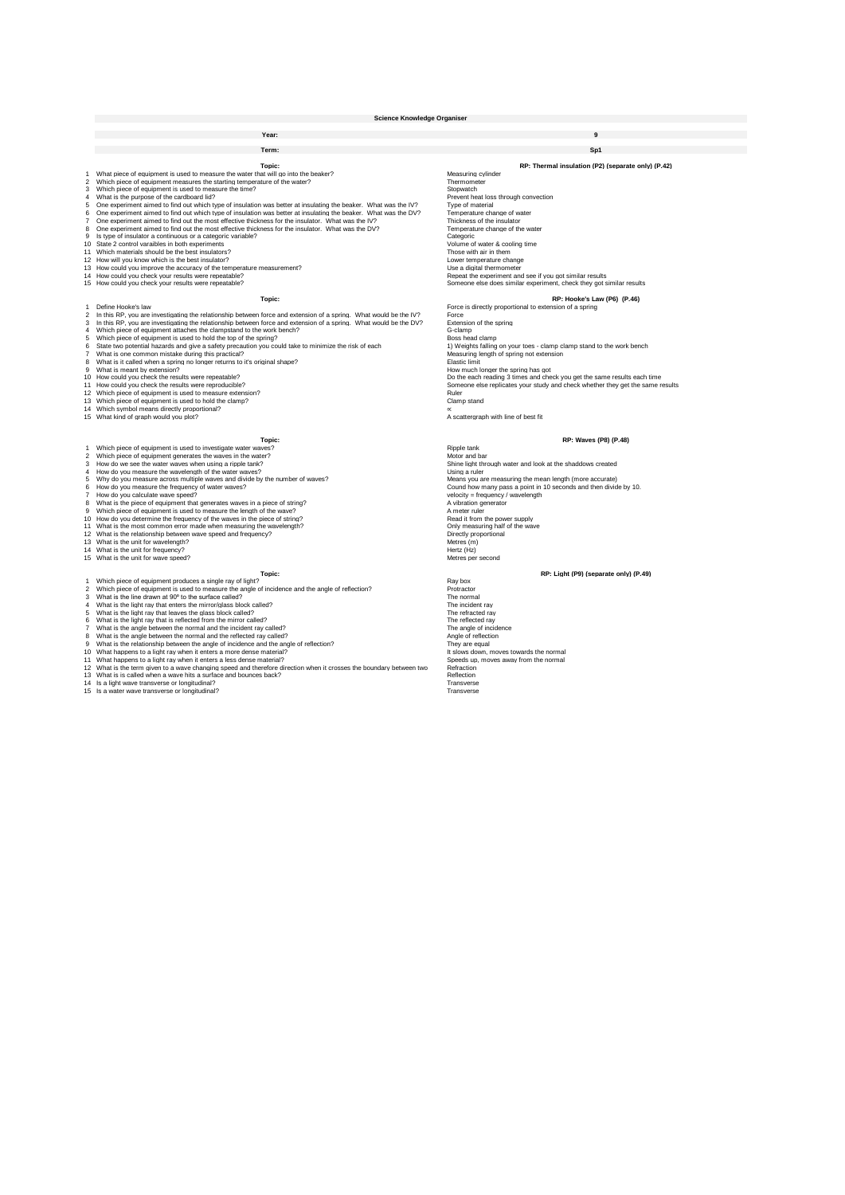**Science Knowledge Organiser**

| | | |
|---|---|---|
| | **Year:** | **9** |
| | **Term:** | **Sp1** |
| | **Topic:** | **RP: Thermal insulation (P2) (separate only) (P.42)** |
| 1 | What piece of equipment is used to measure the water that will go into the beaker? | Measuring cylinder |
| 2 | Which piece of equipment measures the starting temperature of the water? | Thermometer |
| 3 | Which piece of equipment is used to measure the time? | Stopwatch |
| 4 | What is the purpose of the cardboard lid? | Prevent heat loss through convection |
| 5 | One experiment aimed to find out which type of insulation was better at insulating the beaker. What was the IV? | Type of material |
| 6 | One experiment aimed to find out which type of insulation was better at insulating the beaker. What was the DV? | Temperature change of water |
| 7 | One experiment aimed to find out the most effective thickness for the insulator. What was the IV? | Thickness of the insulator |
| 8 | One experiment aimed to find out the most effective thickness for the insulator. What was the DV? | Temperature change of the water |
| 9 | Is type of insulator a continuous or a categoric variable? | Categoric |
| 10 | State 2 control varaibles in both experiments | Volume of water & cooling time |
| 11 | Which materials should be the best insulators? | Those with air in them |
| 12 | How will you know which is the best insulator? | Lower temperature change |
| 13 | How could you improve the accuracy of the temperature measurement? | Use a digital thermometer |
| 14 | How could you check your results were repeatable? | Repeat the experiment and see if you got similar results |
| 15 | How could you check your results were repeatable? | Someone else does similar experiment, check they got similar results |
| | **Topic:** | **RP: Hooke's Law (P6) (P.46)** |
| 1 | Define Hooke's law | Force is directly proportional to extension of a spring |
| 2 | In this RP, you are investigating the relationship between force and extension of a spring. What would be the IV? | Force |
| 3 | In this RP, you are investigating the relationship between force and extension of a spring. What would be the DV? | Extension of the spring |
| 4 | Which piece of equipment attaches the clampstand to the work bench? | G-clamp |
| 5 | Which piece of equipment is used to hold the top of the spring? | Boss head clamp |
| 6 | State two potential hazards and give a safety precaution you could take to minimize the risk of each | 1) Weights falling on your toes - clamp clamp stand to the work bench |
| 7 | What is one common mistake during this practical? | Measuring length of spring not extension |
| 8 | What is it called when a spring no longer returns to it's original shape? | Elastic limit |
| 9 | What is meant by extension? | How much longer the spring has got |
| 10 | How could you check the results were repeatable? | Do the each reading 3 times and check you get the same results each time |
| 11 | How could you check the results were reproducible? | Someone else replicates your study and check whether they get the same results |
| 12 | Which piece of equipment is used to measure extension? | Ruler |
| 13 | Which piece of equipment is used to hold the clamp? | Clamp stand |
| 14 | Which symbol means directly proportional? | ∝ |
| 15 | What kind of graph would you plot? | A scattergraph with line of best fit |
| | **Topic:** | **RP: Waves (P8) (P.48)** |
| 1 | Which piece of equipment is used to investigate water waves? | Ripple tank |
| 2 | Which piece of equipment generates the waves in the water? | Motor and bar |
| 3 | How do we see the water waves when using a ripple tank? | Shine light through water and look at the shaddows created |
| 4 | How do you measure the wavelength of the water waves? | Using a ruler |
| 5 | Why do you measure across multiple waves and divide by the number of waves? | Means you are measuring the mean length (more accurate) |
| 6 | How do you measure the frequency of water waves? | Cound how many pass a point in 10 seconds and then divide by 10. |
| 7 | How do you calculate wave speed? | velocity = frequency / wavelength |
| 8 | What is the piece of equipment that generates waves in a piece of string? | A vibration generator |
| 9 | Which piece of equipment is used to measure the length of the wave? | A meter ruler |
| 10 | How do you determine the frequency of the waves in the piece of string? | Read it from the power supply |
| 11 | What is the most common error made when measuring the wavelength? | Only measuring half of the wave |
| 12 | What is the relationship between wave speed and frequency? | Directly proportional |
| 13 | What is the unit for wavelength? | Metres (m) |
| 14 | What is the unit for frequency? | Hertz (Hz) |
| 15 | What is the unit for wave speed? | Metres per second |
| | **Topic:** | **RP: Light (P9) (separate only) (P.49)** |
| 1 | Which piece of equipment produces a single ray of light? | Ray box |
| 2 | Which piece of equipment is used to measure the angle of incidence and the angle of reflection? | Protractor |
| 3 | What is the line drawn at 90º to the surface called? | The normal |
| 4 | What is the light ray that enters the mirror/glass block called? | The incident ray |
| 5 | What is the light ray that leaves the glass block called? | The refracted ray |
| 6 | What is the light ray that is reflected from the mirror called? | The reflected ray |
| 7 | What is the angle between the normal and the incident ray called? | The angle of incidence |
| 8 | What is the angle between the normal and the reflected ray called? | Angle of reflection |
| 9 | What is the relationship between the angle of incidence and the angle of reflection? | They are equal |
| 10 | What happens to a light ray when it enters a more dense material? | It slows down, moves towards the normal |
| 11 | What happens to a light ray when it enters a less dense material? | Speeds up, moves away from the normal |
| 12 | What is the term given to a wave changing speed and therefore direction when it crosses the boundary between two | Refraction |
| 13 | What is is called when a wave hits a surface and bounces back? | Reflection |
| 14 | Is a light wave transverse or longitudinal? | Transverse |
| 15 | Is a water wave transverse or longitudinal? | Transverse |